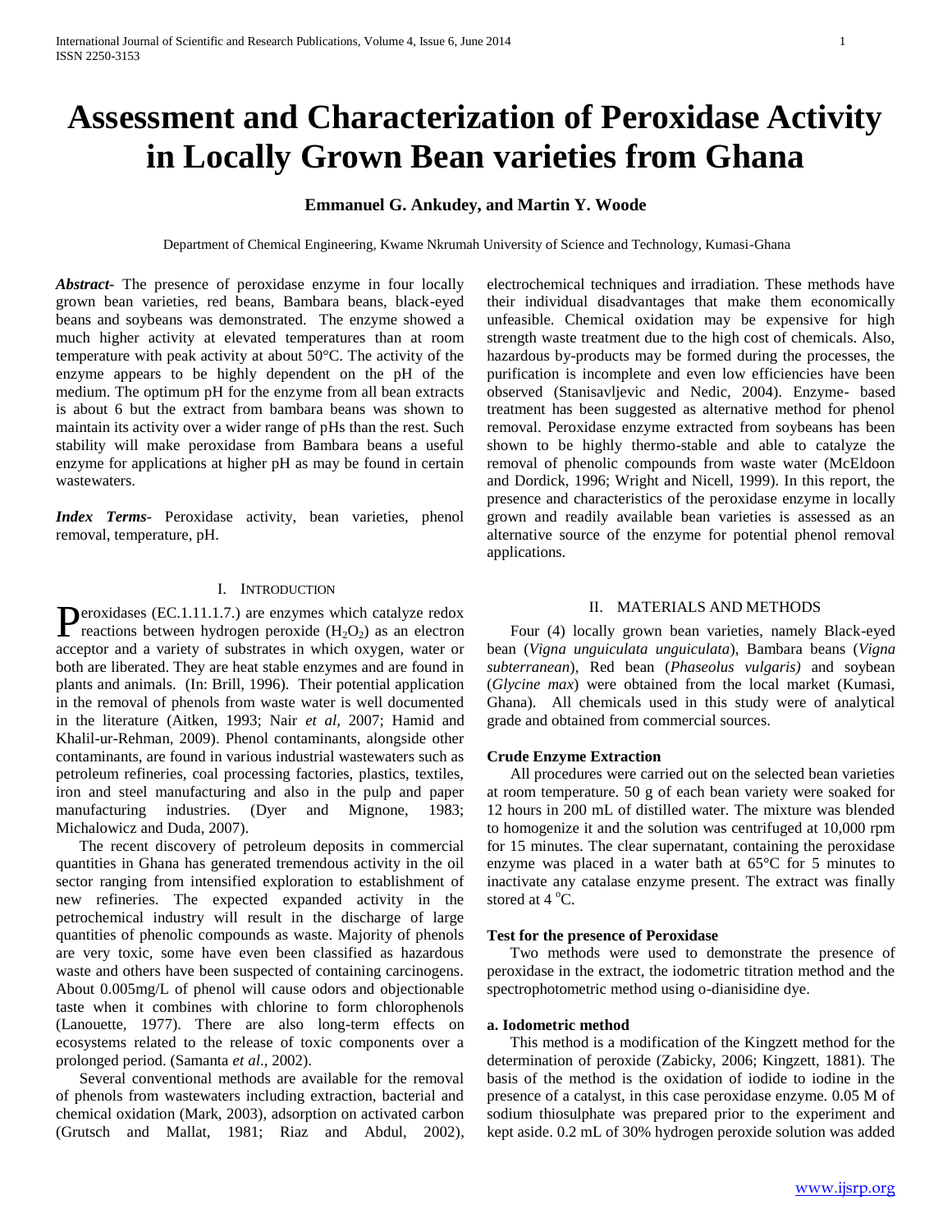# Assessment and Characterization of Peroxidase Activity in Locally Grown Bean varieties from Ghana

**Emmanuel G. Ankudey, and Martin Y. Woode**

Department of Chemical Engineering, Kwame Nkrumah University of Science and Technology, Kumasi-Ghana

***Abstract*-** The presence of peroxidase enzyme in four locally grown bean varieties, red beans, Bambara beans, black-eyed beans and soybeans was demonstrated. The enzyme showed a much higher activity at elevated temperatures than at room temperature with peak activity at about 50°C. The activity of the enzyme appears to be highly dependent on the pH of the medium. The optimum pH for the enzyme from all bean extracts is about 6 but the extract from bambara beans was shown to maintain its activity over a wider range of pHs than the rest. Such stability will make peroxidase from Bambara beans a useful enzyme for applications at higher pH as may be found in certain wastewaters.

***Index Terms*-** Peroxidase activity, bean varieties, phenol removal, temperature, pH.

## I. Introduction

Peroxidases (EC.1.11.1.7.) are enzymes which catalyze redox reactions between hydrogen peroxide ($H_2O_2$) as an electron acceptor and a variety of substrates in which oxygen, water or both are liberated. They are heat stable enzymes and are found in plants and animals. (In: Brill, 1996). Their potential application in the removal of phenols from waste water is well documented in the literature (Aitken, 1993; Nair *et al*, 2007; Hamid and Khalil-ur-Rehman, 2009). Phenol contaminants, alongside other contaminants, are found in various industrial wastewaters such as petroleum refineries, coal processing factories, plastics, textiles, iron and steel manufacturing and also in the pulp and paper manufacturing industries. (Dyer and Mignone, 1983; Michalowicz and Duda, 2007).

The recent discovery of petroleum deposits in commercial quantities in Ghana has generated tremendous activity in the oil sector ranging from intensified exploration to establishment of new refineries. The expected expanded activity in the petrochemical industry will result in the discharge of large quantities of phenolic compounds as waste. Majority of phenols are very toxic, some have even been classified as hazardous waste and others have been suspected of containing carcinogens. About 0.005mg/L of phenol will cause odors and objectionable taste when it combines with chlorine to form chlorophenols (Lanouette, 1977). There are also long-term effects on ecosystems related to the release of toxic components over a prolonged period. (Samanta *et al*., 2002).

Several conventional methods are available for the removal of phenols from wastewaters including extraction, bacterial and chemical oxidation (Mark, 2003), adsorption on activated carbon (Grutsch and Mallat, 1981; Riaz and Abdul, 2002), electrochemical techniques and irradiation. These methods have their individual disadvantages that make them economically unfeasible. Chemical oxidation may be expensive for high strength waste treatment due to the high cost of chemicals. Also, hazardous by-products may be formed during the processes, the purification is incomplete and even low efficiencies have been observed (Stanisavljevic and Nedic, 2004). Enzyme- based treatment has been suggested as alternative method for phenol removal. Peroxidase enzyme extracted from soybeans has been shown to be highly thermo-stable and able to catalyze the removal of phenolic compounds from waste water (McEldoon and Dordick, 1996; Wright and Nicell, 1999). In this report, the presence and characteristics of the peroxidase enzyme in locally grown and readily available bean varieties is assessed as an alternative source of the enzyme for potential phenol removal applications.

## II. Materials and Methods

Four (4) locally grown bean varieties, namely Black-eyed bean (*Vigna unguiculata unguiculata*), Bambara beans (*Vigna subterranean*), Red bean (*Phaseolus vulgaris)* and soybean (*Glycine max*) were obtained from the local market (Kumasi, Ghana). All chemicals used in this study were of analytical grade and obtained from commercial sources.

### Crude Enzyme Extraction

All procedures were carried out on the selected bean varieties at room temperature. 50 g of each bean variety were soaked for 12 hours in 200 mL of distilled water. The mixture was blended to homogenize it and the solution was centrifuged at 10,000 rpm for 15 minutes. The clear supernatant, containing the peroxidase enzyme was placed in a water bath at 65°C for 5 minutes to inactivate any catalase enzyme present. The extract was finally stored at 4 °C.

### Test for the presence of Peroxidase

Two methods were used to demonstrate the presence of peroxidase in the extract, the iodometric titration method and the spectrophotometric method using o-dianisidine dye.

#### a. Iodometric method

This method is a modification of the Kingzett method for the determination of peroxide (Zabicky, 2006; Kingzett, 1881). The basis of the method is the oxidation of iodide to iodine in the presence of a catalyst, in this case peroxidase enzyme. 0.05 M of sodium thiosulphate was prepared prior to the experiment and kept aside. 0.2 mL of 30% hydrogen peroxide solution was added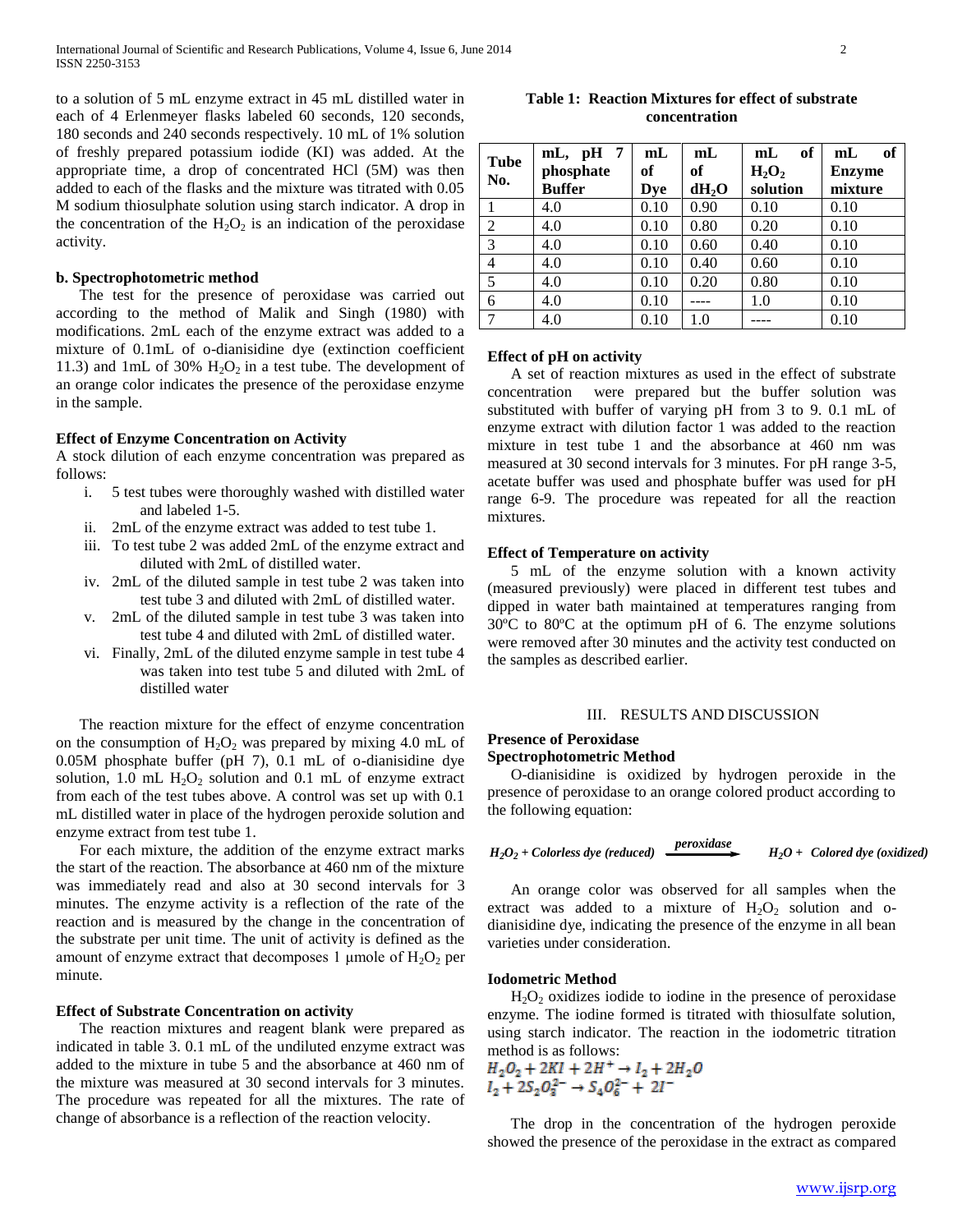to a solution of 5 mL enzyme extract in 45 mL distilled water in each of 4 Erlenmeyer flasks labeled 60 seconds, 120 seconds, 180 seconds and 240 seconds respectively. 10 mL of 1% solution of freshly prepared potassium iodide (KI) was added. At the appropriate time, a drop of concentrated HCl (5M) was then added to each of the flasks and the mixture was titrated with 0.05 M sodium thiosulphate solution using starch indicator. A drop in the concentration of the $H_2O_2$ is an indication of the peroxidase activity.

**b. Spectrophotometric method**

The test for the presence of peroxidase was carried out according to the method of Malik and Singh (1980) with modifications. 2mL each of the enzyme extract was added to a mixture of 0.1mL of o-dianisidine dye (extinction coefficient 11.3) and 1mL of 30% $H_2O_2$ in a test tube. The development of an orange color indicates the presence of the peroxidase enzyme in the sample.

**Effect of Enzyme Concentration on Activity**

A stock dilution of each enzyme concentration was prepared as follows:

i. 5 test tubes were thoroughly washed with distilled water and labeled 1-5.
ii. 2mL of the enzyme extract was added to test tube 1.
iii. To test tube 2 was added 2mL of the enzyme extract and diluted with 2mL of distilled water.
iv. 2mL of the diluted sample in test tube 2 was taken into test tube 3 and diluted with 2mL of distilled water.
v. 2mL of the diluted sample in test tube 3 was taken into test tube 4 and diluted with 2mL of distilled water.
vi. Finally, 2mL of the diluted enzyme sample in test tube 4 was taken into test tube 5 and diluted with 2mL of distilled water

The reaction mixture for the effect of enzyme concentration on the consumption of $H_2O_2$ was prepared by mixing 4.0 mL of 0.05M phosphate buffer (pH 7), 0.1 mL of o-dianisidine dye solution, 1.0 mL $H_2O_2$ solution and 0.1 mL of enzyme extract from each of the test tubes above. A control was set up with 0.1 mL distilled water in place of the hydrogen peroxide solution and enzyme extract from test tube 1.

For each mixture, the addition of the enzyme extract marks the start of the reaction. The absorbance at 460 nm of the mixture was immediately read and also at 30 second intervals for 3 minutes. The enzyme activity is a reflection of the rate of the reaction and is measured by the change in the concentration of the substrate per unit time. The unit of activity is defined as the amount of enzyme extract that decomposes 1 μmole of $H_2O_2$ per minute.

**Effect of Substrate Concentration on activity**

The reaction mixtures and reagent blank were prepared as indicated in table 3. 0.1 mL of the undiluted enzyme extract was added to the mixture in tube 5 and the absorbance at 460 nm of the mixture was measured at 30 second intervals for 3 minutes. The procedure was repeated for all the mixtures. The rate of change of absorbance is a reflection of the reaction velocity.

**Table 1: Reaction Mixtures for effect of substrate concentration**

| Tube No. | mL, pH 7 phosphate Buffer | mL of Dye | mL of $dH_2O$ | mL of $H_2O_2$ solution | mL of Enzyme mixture |
|---|---|---|---|---|---|
| 1 | 4.0 | 0.10 | 0.90 | 0.10 | 0.10 |
| 2 | 4.0 | 0.10 | 0.80 | 0.20 | 0.10 |
| 3 | 4.0 | 0.10 | 0.60 | 0.40 | 0.10 |
| 4 | 4.0 | 0.10 | 0.40 | 0.60 | 0.10 |
| 5 | 4.0 | 0.10 | 0.20 | 0.80 | 0.10 |
| 6 | 4.0 | 0.10 | ---- | 1.0 | 0.10 |
| 7 | 4.0 | 0.10 | 1.0 | ---- | 0.10 |

**Effect of pH on activity**

A set of reaction mixtures as used in the effect of substrate concentration were prepared but the buffer solution was substituted with buffer of varying pH from 3 to 9. 0.1 mL of enzyme extract with dilution factor 1 was added to the reaction mixture in test tube 1 and the absorbance at 460 nm was measured at 30 second intervals for 3 minutes. For pH range 3-5, acetate buffer was used and phosphate buffer was used for pH range 6-9. The procedure was repeated for all the reaction mixtures.

**Effect of Temperature on activity**

5 mL of the enzyme solution with a known activity (measured previously) were placed in different test tubes and dipped in water bath maintained at temperatures ranging from 30ºC to 80ºC at the optimum pH of 6. The enzyme solutions were removed after 30 minutes and the activity test conducted on the samples as described earlier.

## III. RESULTS AND DISCUSSION

**Presence of Peroxidase**

**Spectrophotometric Method**

O-dianisidine is oxidized by hydrogen peroxide in the presence of peroxidase to an orange colored product according to the following equation:

$$H_2O_2 + \text{Colorless dye (reduced)} \xrightarrow{\text{peroxidase}} H_2O + \text{Colored dye (oxidized)}$$

An orange color was observed for all samples when the extract was added to a mixture of $H_2O_2$ solution and o-dianisidine dye, indicating the presence of the enzyme in all bean varieties under consideration.

**Iodometric Method**

$H_2O_2$ oxidizes iodide to iodine in the presence of peroxidase enzyme. The iodine formed is titrated with thiosulfate solution, using starch indicator. The reaction in the iodometric titration method is as follows:

$$H_2O_2 + 2KI + 2H^+ \rightarrow I_2 + 2H_2O$$
$$I_2 + 2S_2O_3^{2-} \rightarrow S_4O_6^{2-} + 2I^-$$

The drop in the concentration of the hydrogen peroxide showed the presence of the peroxidase in the extract as compared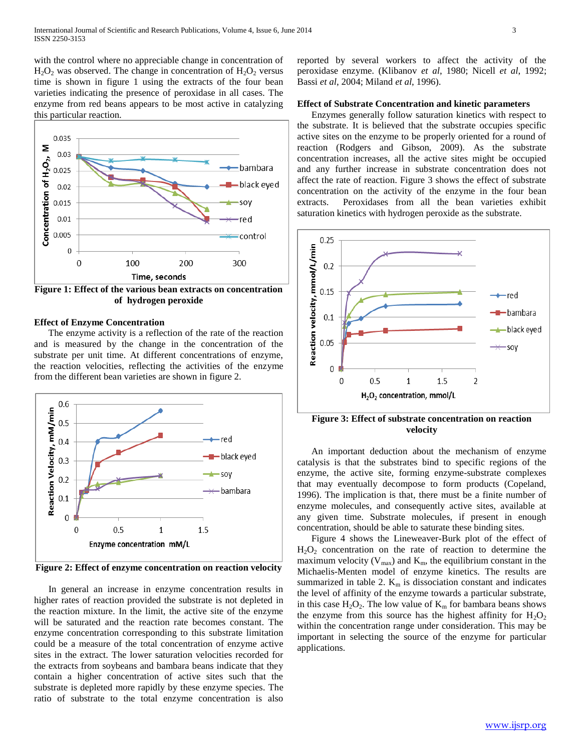with the control where no appreciable change in concentration of $H_2O_2$ was observed. The change in concentration of $H_2O_2$ versus time is shown in figure 1 using the extracts of the four bean varieties indicating the presence of peroxidase in all cases. The enzyme from red beans appears to be most active in catalyzing this particular reaction.

**Figure 1: Effect of the various bean extracts on concentration of hydrogen peroxide**

### Effect of Enzyme Concentration

The enzyme activity is a reflection of the rate of the reaction and is measured by the change in the concentration of the substrate per unit time. At different concentrations of enzyme, the reaction velocities, reflecting the activities of the enzyme from the different bean varieties are shown in figure 2.

**Figure 2: Effect of enzyme concentration on reaction velocity**

In general an increase in enzyme concentration results in higher rates of reaction provided the substrate is not depleted in the reaction mixture. In the limit, the active site of the enzyme will be saturated and the reaction rate becomes constant. The enzyme concentration corresponding to this substrate limitation could be a measure of the total concentration of enzyme active sites in the extract. The lower saturation velocities recorded for the extracts from soybeans and bambara beans indicate that they contain a higher concentration of active sites such that the substrate is depleted more rapidly by these enzyme species. The ratio of substrate to the total enzyme concentration is also reported by several workers to affect the activity of the peroxidase enzyme. (Klibanov *et al*, 1980; Nicell *et al*, 1992; Bassi *et al*, 2004; Miland *et al*, 1996).

### Effect of Substrate Concentration and kinetic parameters

Enzymes generally follow saturation kinetics with respect to the substrate. It is believed that the substrate occupies specific active sites on the enzyme to be properly oriented for a round of reaction (Rodgers and Gibson, 2009). As the substrate concentration increases, all the active sites might be occupied and any further increase in substrate concentration does not affect the rate of reaction. Figure 3 shows the effect of substrate concentration on the activity of the enzyme in the four bean extracts. Peroxidases from all the bean varieties exhibit saturation kinetics with hydrogen peroxide as the substrate.

**Figure 3: Effect of substrate concentration on reaction velocity**

An important deduction about the mechanism of enzyme catalysis is that the substrates bind to specific regions of the enzyme, the active site, forming enzyme-substrate complexes that may eventually decompose to form products (Copeland, 1996). The implication is that, there must be a finite number of enzyme molecules, and consequently active sites, available at any given time. Substrate molecules, if present in enough concentration, should be able to saturate these binding sites.

Figure 4 shows the Lineweaver-Burk plot of the effect of $H_2O_2$ concentration on the rate of reaction to determine the maximum velocity ($V_{max}$) and $K_m$, the equilibrium constant in the Michaelis-Menten model of enzyme kinetics. The results are summarized in table 2. $K_m$ is dissociation constant and indicates the level of affinity of the enzyme towards a particular substrate, in this case $H_2O_2$. The low value of $K_m$ for bambara beans shows the enzyme from this source has the highest affinity for $H_2O_2$ within the concentration range under consideration. This may be important in selecting the source of the enzyme for particular applications.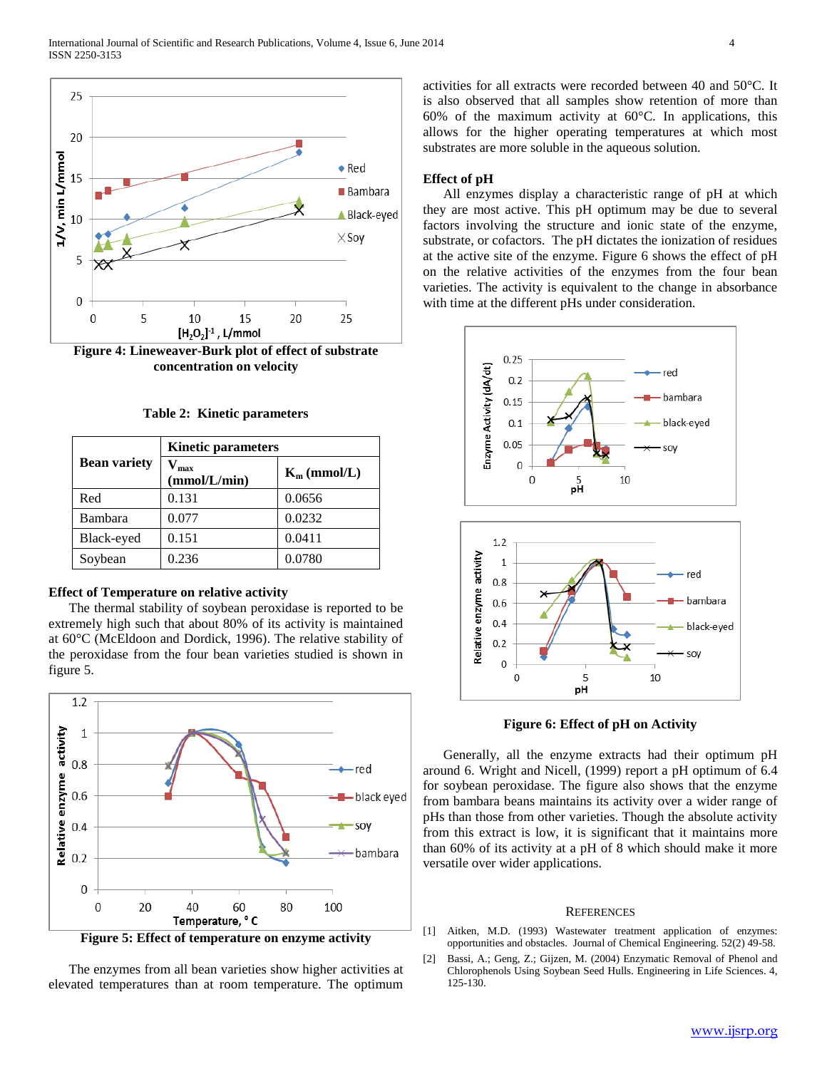**Figure 4: Lineweaver-Burk plot of effect of substrate concentration on velocity**

**Table 2: Kinetic parameters**

| Bean variety | Kinetic parameters | |
|---|---|---|
| | $V_{max}$ (mmol/L/min) | $K_m$ (mmol/L) |
| Red | 0.131 | 0.0656 |
| Bambara | 0.077 | 0.0232 |
| Black-eyed | 0.151 | 0.0411 |
| Soybean | 0.236 | 0.0780 |

**Effect of Temperature on relative activity**

The thermal stability of soybean peroxidase is reported to be extremely high such that about 80% of its activity is maintained at 60°C (McEldoon and Dordick, 1996). The relative stability of the peroxidase from the four bean varieties studied is shown in figure 5.

**Figure 5: Effect of temperature on enzyme activity**

The enzymes from all bean varieties show higher activities at elevated temperatures than at room temperature. The optimum activities for all extracts were recorded between 40 and 50°C. It is also observed that all samples show retention of more than 60% of the maximum activity at 60°C. In applications, this allows for the higher operating temperatures at which most substrates are more soluble in the aqueous solution.

**Effect of pH**

All enzymes display a characteristic range of pH at which they are most active. This pH optimum may be due to several factors involving the structure and ionic state of the enzyme, substrate, or cofactors. The pH dictates the ionization of residues at the active site of the enzyme. Figure 6 shows the effect of pH on the relative activities of the enzymes from the four bean varieties. The activity is equivalent to the change in absorbance with time at the different pHs under consideration.

**Figure 6: Effect of pH on Activity**

Generally, all the enzyme extracts had their optimum pH around 6. Wright and Nicell, (1999) report a pH optimum of 6.4 for soybean peroxidase. The figure also shows that the enzyme from bambara beans maintains its activity over a wider range of pHs than those from other varieties. Though the absolute activity from this extract is low, it is significant that it maintains more than 60% of its activity at a pH of 8 which should make it more versatile over wider applications.

## References

[1] Aitken, M.D. (1993) Wastewater treatment application of enzymes: opportunities and obstacles. Journal of Chemical Engineering. 52(2) 49-58.

[2] Bassi, A.; Geng, Z.; Gijzen, M. (2004) Enzymatic Removal of Phenol and Chlorophenols Using Soybean Seed Hulls. Engineering in Life Sciences. 4, 125-130.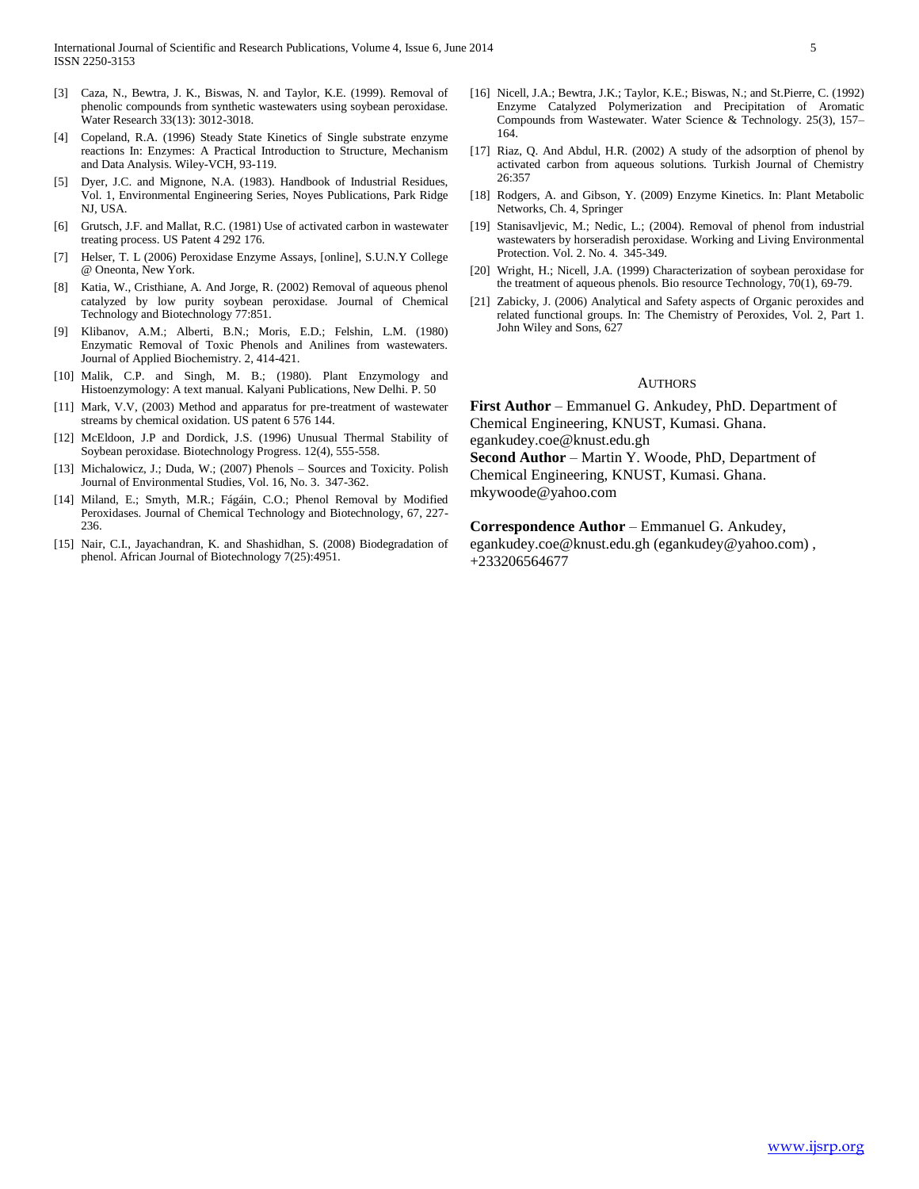[3] Caza, N., Bewtra, J. K., Biswas, N. and Taylor, K.E. (1999). Removal of phenolic compounds from synthetic wastewaters using soybean peroxidase. Water Research 33(13): 3012-3018.

[4] Copeland, R.A. (1996) Steady State Kinetics of Single substrate enzyme reactions In: Enzymes: A Practical Introduction to Structure, Mechanism and Data Analysis. Wiley-VCH, 93-119.

[5] Dyer, J.C. and Mignone, N.A. (1983). Handbook of Industrial Residues, Vol. 1, Environmental Engineering Series, Noyes Publications, Park Ridge NJ, USA.

[6] Grutsch, J.F. and Mallat, R.C. (1981) Use of activated carbon in wastewater treating process. US Patent 4 292 176.

[7] Helser, T. L (2006) Peroxidase Enzyme Assays, [online], S.U.N.Y College @ Oneonta, New York.

[8] Katia, W., Cristhiane, A. And Jorge, R. (2002) Removal of aqueous phenol catalyzed by low purity soybean peroxidase. Journal of Chemical Technology and Biotechnology 77:851.

[9] Klibanov, A.M.; Alberti, B.N.; Moris, E.D.; Felshin, L.M. (1980) Enzymatic Removal of Toxic Phenols and Anilines from wastewaters. Journal of Applied Biochemistry. 2, 414-421.

[10] Malik, C.P. and Singh, M. B.; (1980). Plant Enzymology and Histoenzymology: A text manual. Kalyani Publications, New Delhi. P. 50

[11] Mark, V.V, (2003) Method and apparatus for pre-treatment of wastewater streams by chemical oxidation. US patent 6 576 144.

[12] McEldoon, J.P and Dordick, J.S. (1996) Unusual Thermal Stability of Soybean peroxidase. Biotechnology Progress. 12(4), 555-558.

[13] Michalowicz, J.; Duda, W.; (2007) Phenols – Sources and Toxicity. Polish Journal of Environmental Studies, Vol. 16, No. 3. 347-362.

[14] Miland, E.; Smyth, M.R.; Fágáin, C.O.; Phenol Removal by Modified Peroxidases. Journal of Chemical Technology and Biotechnology, 67, 227-236.

[15] Nair, C.I., Jayachandran, K. and Shashidhan, S. (2008) Biodegradation of phenol. African Journal of Biotechnology 7(25):4951.

[16] Nicell, J.A.; Bewtra, J.K.; Taylor, K.E.; Biswas, N.; and St.Pierre, C. (1992) Enzyme Catalyzed Polymerization and Precipitation of Aromatic Compounds from Wastewater. Water Science & Technology. 25(3), 157–164.

[17] Riaz, Q. And Abdul, H.R. (2002) A study of the adsorption of phenol by activated carbon from aqueous solutions. Turkish Journal of Chemistry 26:357

[18] Rodgers, A. and Gibson, Y. (2009) Enzyme Kinetics. In: Plant Metabolic Networks, Ch. 4, Springer

[19] Stanisavljevic, M.; Nedic, L.; (2004). Removal of phenol from industrial wastewaters by horseradish peroxidase. Working and Living Environmental Protection. Vol. 2. No. 4. 345-349.

[20] Wright, H.; Nicell, J.A. (1999) Characterization of soybean peroxidase for the treatment of aqueous phenols. Bio resource Technology, 70(1), 69-79.

[21] Zabicky, J. (2006) Analytical and Safety aspects of Organic peroxides and related functional groups. In: The Chemistry of Peroxides, Vol. 2, Part 1. John Wiley and Sons, 627

## Authors

**First Author** – Emmanuel G. Ankudey, PhD. Department of Chemical Engineering, KNUST, Kumasi. Ghana. egankudey.coe@knust.edu.gh

**Second Author** – Martin Y. Woode, PhD, Department of Chemical Engineering, KNUST, Kumasi. Ghana. mkywoode@yahoo.com

**Correspondence Author** – Emmanuel G. Ankudey, egankudey.coe@knust.edu.gh (egankudey@yahoo.com) , +233206564677